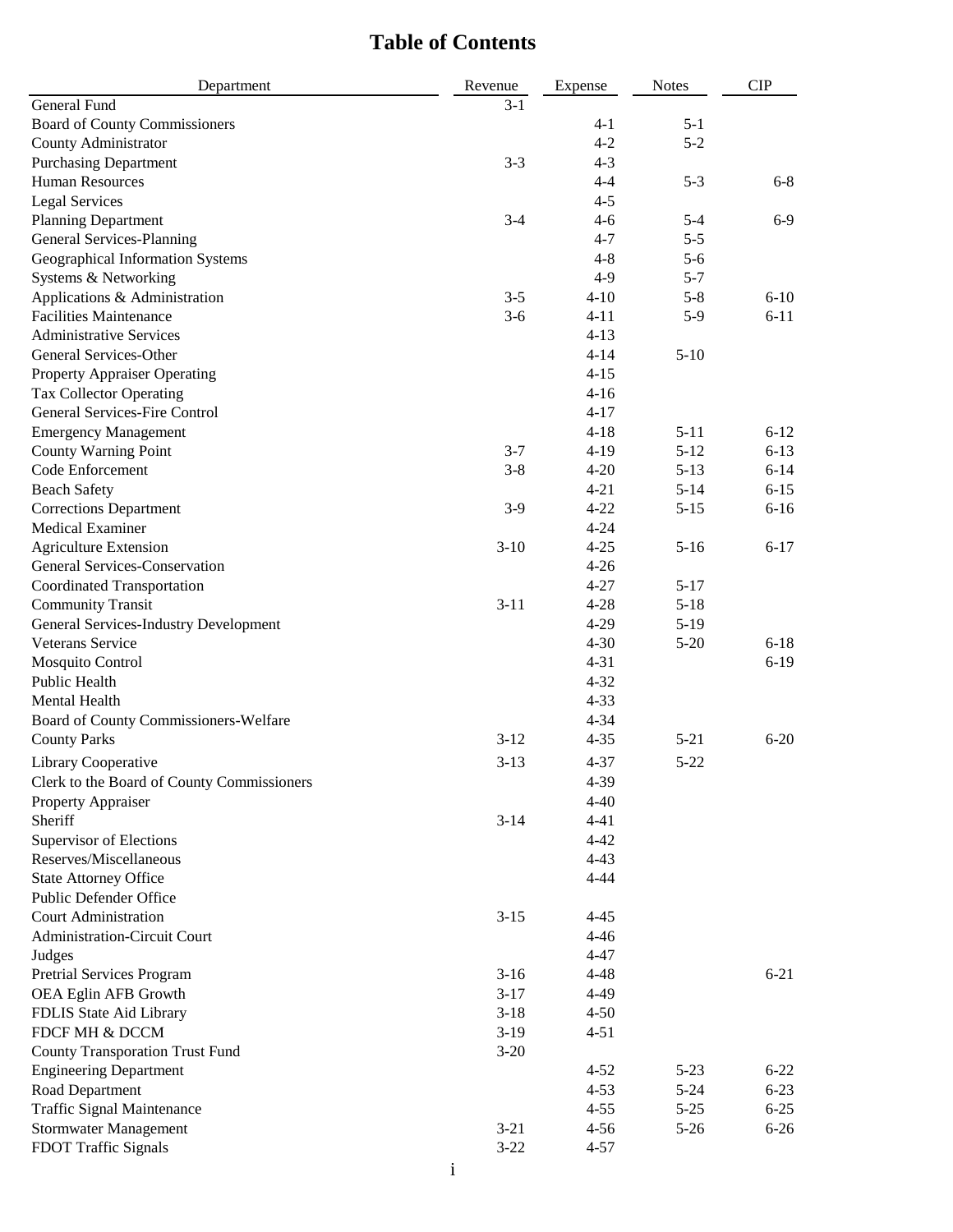# Table of Contents

| Department | Revenue | Expense | Notes | CIP |
|---|---|---|---|---|
| General Fund | 3-1 | | | |
| Board of County Commissioners | | 4-1 | 5-1 | |
| County Administrator | | 4-2 | 5-2 | |
| Purchasing Department | 3-3 | 4-3 | | |
| Human Resources | | 4-4 | 5-3 | 6-8 |
| Legal Services | | 4-5 | | |
| Planning Department | 3-4 | 4-6 | 5-4 | 6-9 |
| General Services-Planning | | 4-7 | 5-5 | |
| Geographical Information Systems | | 4-8 | 5-6 | |
| Systems & Networking | | 4-9 | 5-7 | |
| Applications & Administration | 3-5 | 4-10 | 5-8 | 6-10 |
| Facilities Maintenance | 3-6 | 4-11 | 5-9 | 6-11 |
| Administrative Services | | 4-13 | | |
| General Services-Other | | 4-14 | 5-10 | |
| Property Appraiser Operating | | 4-15 | | |
| Tax Collector Operating | | 4-16 | | |
| General Services-Fire Control | | 4-17 | | |
| Emergency Management | | 4-18 | 5-11 | 6-12 |
| County Warning Point | 3-7 | 4-19 | 5-12 | 6-13 |
| Code Enforcement | 3-8 | 4-20 | 5-13 | 6-14 |
| Beach Safety | | 4-21 | 5-14 | 6-15 |
| Corrections Department | 3-9 | 4-22 | 5-15 | 6-16 |
| Medical Examiner | | 4-24 | | |
| Agriculture Extension | 3-10 | 4-25 | 5-16 | 6-17 |
| General Services-Conservation | | 4-26 | | |
| Coordinated Transportation | | 4-27 | 5-17 | |
| Community Transit | 3-11 | 4-28 | 5-18 | |
| General Services-Industry Development | | 4-29 | 5-19 | |
| Veterans Service | | 4-30 | 5-20 | 6-18 |
| Mosquito Control | | 4-31 | | 6-19 |
| Public Health | | 4-32 | | |
| Mental Health | | 4-33 | | |
| Board of County Commissioners-Welfare | | 4-34 | | |
| County Parks | 3-12 | 4-35 | 5-21 | 6-20 |
| Library Cooperative | 3-13 | 4-37 | 5-22 | |
| Clerk to the Board of County Commissioners | | 4-39 | | |
| Property Appraiser | | 4-40 | | |
| Sheriff | 3-14 | 4-41 | | |
| Supervisor of Elections | | 4-42 | | |
| Reserves/Miscellaneous | | 4-43 | | |
| State Attorney Office | | 4-44 | | |
| Public Defender Office | | | | |
| Court Administration | 3-15 | 4-45 | | |
| Administration-Circuit Court | | 4-46 | | |
| Judges | | 4-47 | | |
| Pretrial Services Program | 3-16 | 4-48 | | 6-21 |
| OEA Eglin AFB Growth | 3-17 | 4-49 | | |
| FDLIS State Aid Library | 3-18 | 4-50 | | |
| FDCF MH & DCCM | 3-19 | 4-51 | | |
| County Transporation Trust Fund | 3-20 | | | |
| Engineering Department | | 4-52 | 5-23 | 6-22 |
| Road Department | | 4-53 | 5-24 | 6-23 |
| Traffic Signal Maintenance | | 4-55 | 5-25 | 6-25 |
| Stormwater Management | 3-21 | 4-56 | 5-26 | 6-26 |
| FDOT Traffic Signals | 3-22 | 4-57 | | |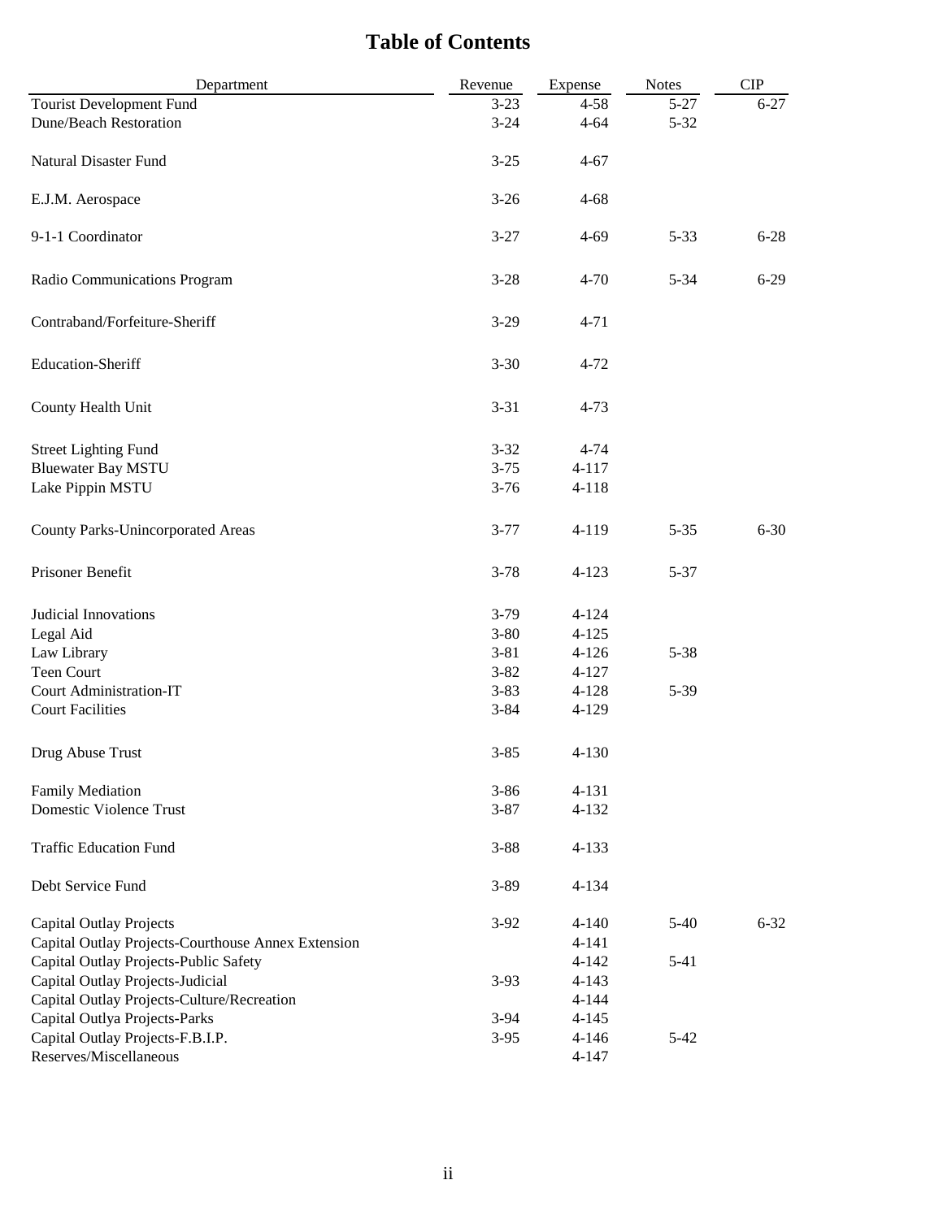# Table of Contents

| Department | Revenue | Expense | Notes | CIP |
|---|---|---|---|---|
| Tourist Development Fund | 3-23 | 4-58 | 5-27 | 6-27 |
| Dune/Beach Restoration | 3-24 | 4-64 | 5-32 | |
| Natural Disaster Fund | 3-25 | 4-67 | | |
| E.J.M. Aerospace | 3-26 | 4-68 | | |
| 9-1-1 Coordinator | 3-27 | 4-69 | 5-33 | 6-28 |
| Radio Communications Program | 3-28 | 4-70 | 5-34 | 6-29 |
| Contraband/Forfeiture-Sheriff | 3-29 | 4-71 | | |
| Education-Sheriff | 3-30 | 4-72 | | |
| County Health Unit | 3-31 | 4-73 | | |
| Street Lighting Fund | 3-32 | 4-74 | | |
| Bluewater Bay MSTU | 3-75 | 4-117 | | |
| Lake Pippin MSTU | 3-76 | 4-118 | | |
| County Parks-Unincorporated Areas | 3-77 | 4-119 | 5-35 | 6-30 |
| Prisoner Benefit | 3-78 | 4-123 | 5-37 | |
| Judicial Innovations | 3-79 | 4-124 | | |
| Legal Aid | 3-80 | 4-125 | | |
| Law Library | 3-81 | 4-126 | 5-38 | |
| Teen Court | 3-82 | 4-127 | | |
| Court Administration-IT | 3-83 | 4-128 | 5-39 | |
| Court Facilities | 3-84 | 4-129 | | |
| Drug Abuse Trust | 3-85 | 4-130 | | |
| Family Mediation | 3-86 | 4-131 | | |
| Domestic Violence Trust | 3-87 | 4-132 | | |
| Traffic Education Fund | 3-88 | 4-133 | | |
| Debt Service Fund | 3-89 | 4-134 | | |
| Capital Outlay Projects | 3-92 | 4-140 | 5-40 | 6-32 |
| Capital Outlay Projects-Courthouse Annex Extension | | 4-141 | | |
| Capital Outlay Projects-Public Safety | | 4-142 | 5-41 | |
| Capital Outlay Projects-Judicial | 3-93 | 4-143 | | |
| Capital Outlay Projects-Culture/Recreation | | 4-144 | | |
| Capital Outlya Projects-Parks | 3-94 | 4-145 | | |
| Capital Outlay Projects-F.B.I.P. | 3-95 | 4-146 | 5-42 | |
| Reserves/Miscellaneous | | 4-147 | | |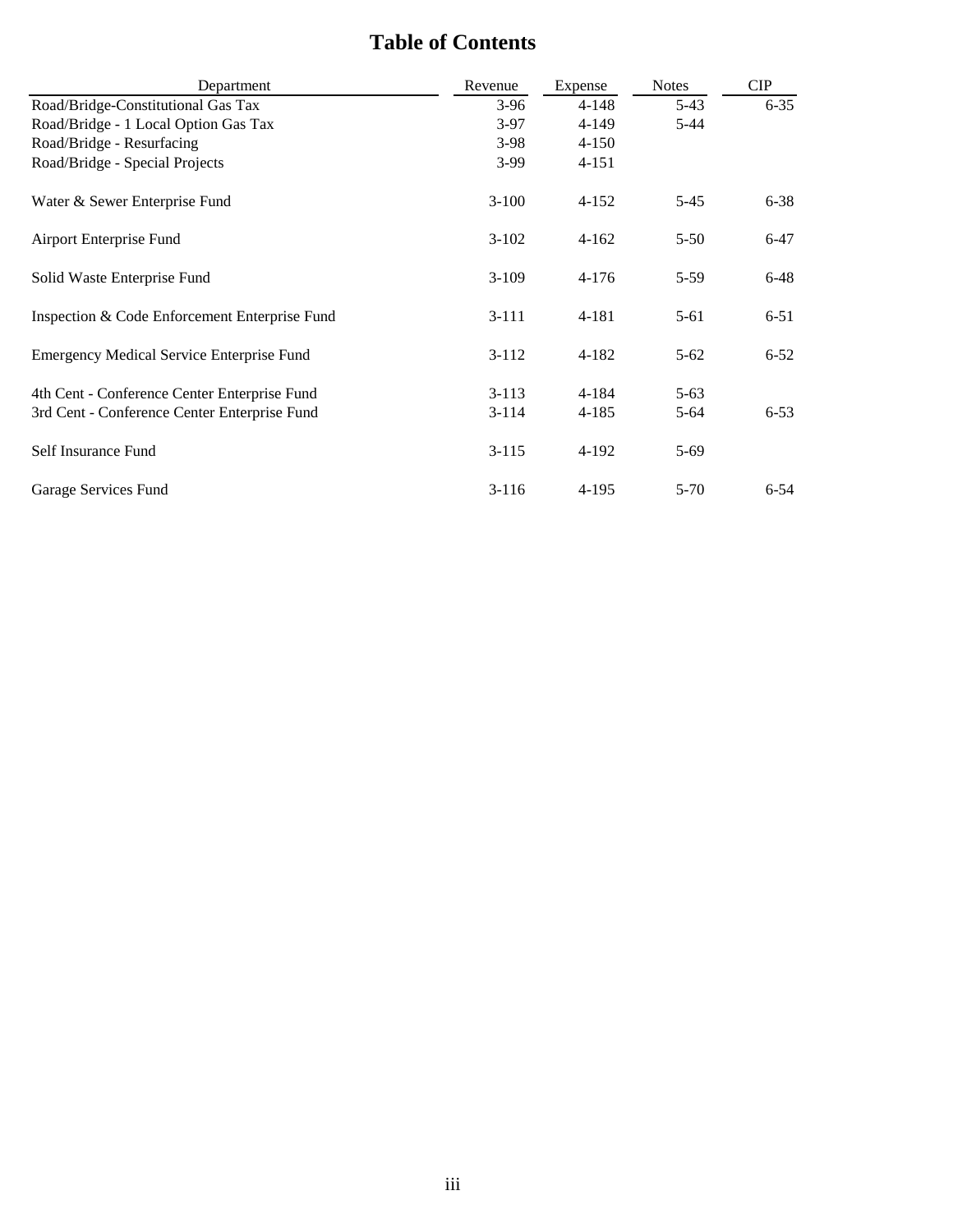# Table of Contents

| Department | Revenue | Expense | Notes | CIP |
|---|---|---|---|---|
| Road/Bridge-Constitutional Gas Tax | 3-96 | 4-148 | 5-43 | 6-35 |
| Road/Bridge - 1 Local Option Gas Tax | 3-97 | 4-149 | 5-44 | |
| Road/Bridge - Resurfacing | 3-98 | 4-150 | | |
| Road/Bridge - Special Projects | 3-99 | 4-151 | | |
| Water & Sewer Enterprise Fund | 3-100 | 4-152 | 5-45 | 6-38 |
| Airport Enterprise Fund | 3-102 | 4-162 | 5-50 | 6-47 |
| Solid Waste Enterprise Fund | 3-109 | 4-176 | 5-59 | 6-48 |
| Inspection & Code Enforcement Enterprise Fund | 3-111 | 4-181 | 5-61 | 6-51 |
| Emergency Medical Service Enterprise Fund | 3-112 | 4-182 | 5-62 | 6-52 |
| 4th Cent - Conference Center Enterprise Fund | 3-113 | 4-184 | 5-63 | |
| 3rd Cent - Conference Center Enterprise Fund | 3-114 | 4-185 | 5-64 | 6-53 |
| Self Insurance Fund | 3-115 | 4-192 | 5-69 | |
| Garage Services Fund | 3-116 | 4-195 | 5-70 | 6-54 |